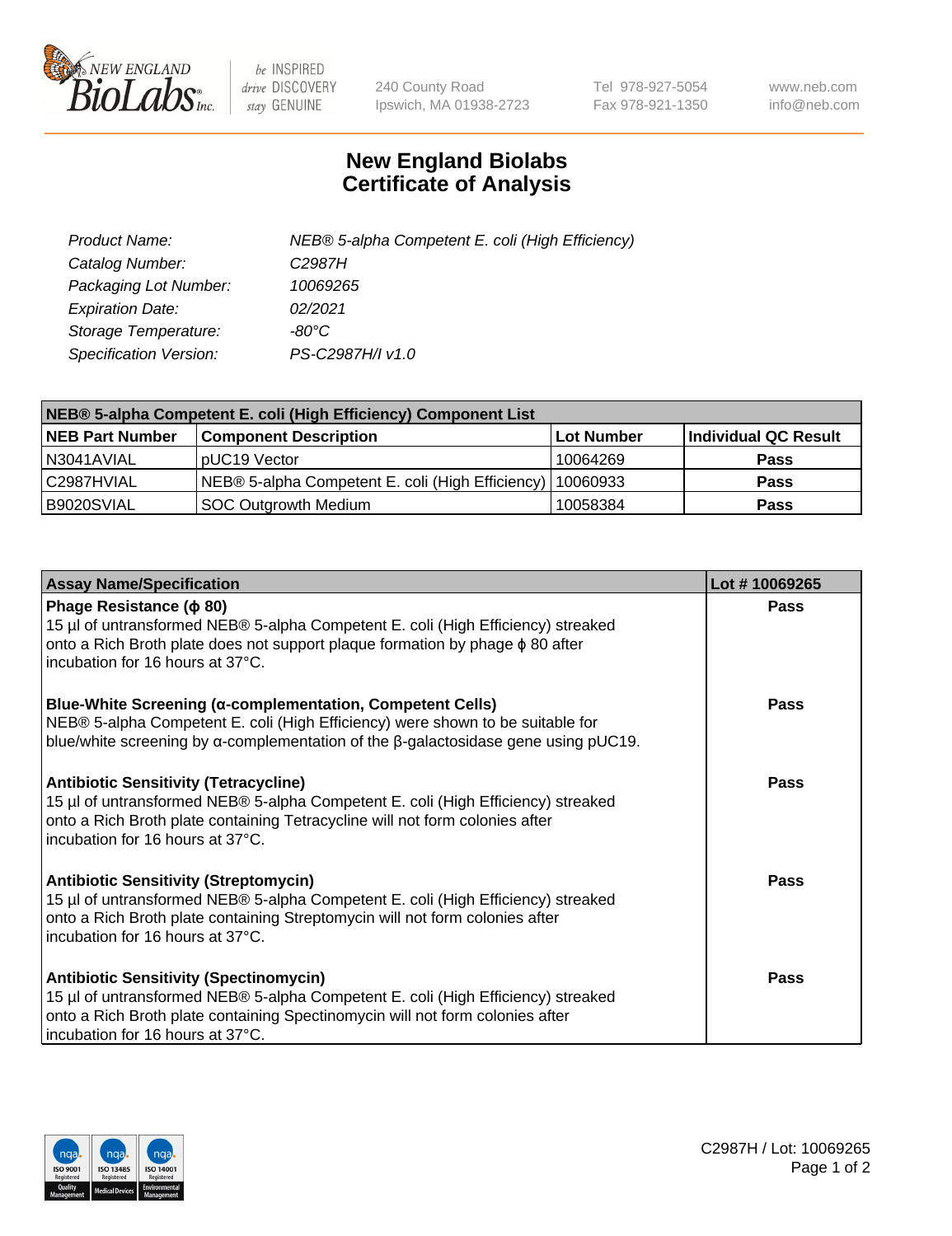New England BioLabs Inc. — be INSPIRED drive DISCOVERY stay GENUINE

240 County Road
Ipswich, MA 01938-2723

Tel 978-927-5054
Fax 978-921-1350

www.neb.com
info@neb.com

# New England Biolabs
# Certificate of Analysis

| | |
|---|---|
| *Product Name:* | *NEB® 5-alpha Competent E. coli (High Efficiency)* |
| *Catalog Number:* | *C2987H* |
| *Packaging Lot Number:* | *10069265* |
| *Expiration Date:* | *02/2021* |
| *Storage Temperature:* | *-80°C* |
| *Specification Version:* | *PS-C2987H/I v1.0* |

| **NEB® 5-alpha Competent E. coli (High Efficiency) Component List** | | | |
|---|---|---|---|
| **NEB Part Number** | **Component Description** | **Lot Number** | **Individual QC Result** |
| N3041AVIAL | pUC19 Vector | 10064269 | **Pass** |
| C2987HVIAL | NEB® 5-alpha Competent E. coli (High Efficiency) | 10060933 | **Pass** |
| B9020SVIAL | SOC Outgrowth Medium | 10058384 | **Pass** |

| **Assay Name/Specification** | **Lot # 10069265** |
|---|---|
| **Phage Resistance (ϕ 80)** 15 µl of untransformed NEB® 5-alpha Competent E. coli (High Efficiency) streaked onto a Rich Broth plate does not support plaque formation by phage ϕ 80 after incubation for 16 hours at 37°C. | **Pass** |
| **Blue-White Screening (α-complementation, Competent Cells)** NEB® 5-alpha Competent E. coli (High Efficiency) were shown to be suitable for blue/white screening by α-complementation of the β-galactosidase gene using pUC19. | **Pass** |
| **Antibiotic Sensitivity (Tetracycline)** 15 µl of untransformed NEB® 5-alpha Competent E. coli (High Efficiency) streaked onto a Rich Broth plate containing Tetracycline will not form colonies after incubation for 16 hours at 37°C. | **Pass** |
| **Antibiotic Sensitivity (Streptomycin)** 15 µl of untransformed NEB® 5-alpha Competent E. coli (High Efficiency) streaked onto a Rich Broth plate containing Streptomycin will not form colonies after incubation for 16 hours at 37°C. | **Pass** |
| **Antibiotic Sensitivity (Spectinomycin)** 15 µl of untransformed NEB® 5-alpha Competent E. coli (High Efficiency) streaked onto a Rich Broth plate containing Spectinomycin will not form colonies after incubation for 16 hours at 37°C. | **Pass** |

C2987H / Lot: 10069265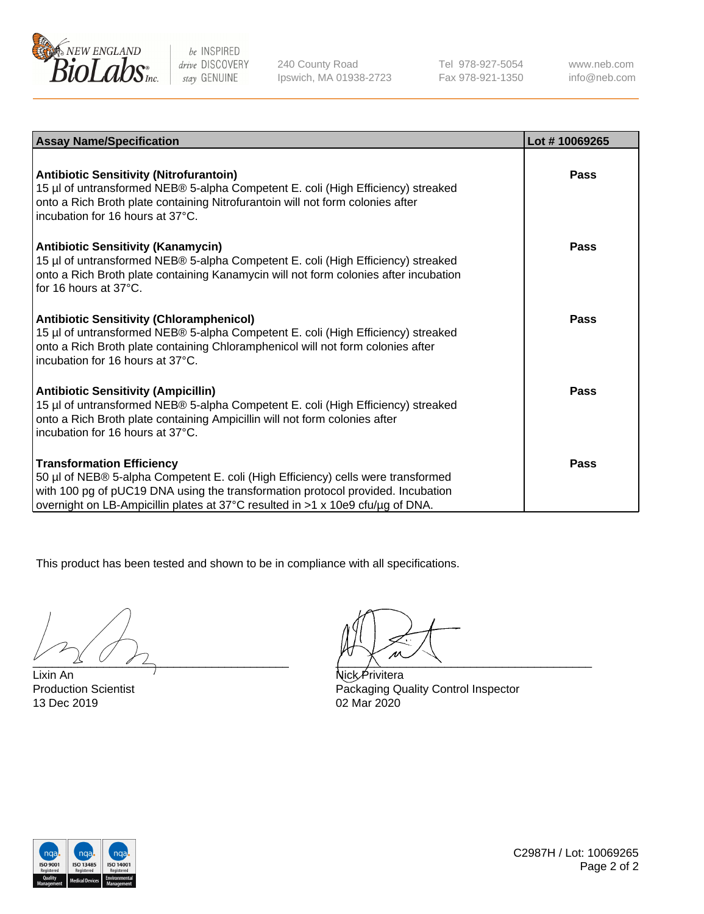| Assay Name/Specification | Lot # 10069265 |
|---|---|
| **Antibiotic Sensitivity (Nitrofurantoin)**<br>15 µl of untransformed NEB® 5-alpha Competent E. coli (High Efficiency) streaked onto a Rich Broth plate containing Nitrofurantoin will not form colonies after incubation for 16 hours at 37°C. | **Pass** |
| **Antibiotic Sensitivity (Kanamycin)**<br>15 µl of untransformed NEB® 5-alpha Competent E. coli (High Efficiency) streaked onto a Rich Broth plate containing Kanamycin will not form colonies after incubation for 16 hours at 37°C. | **Pass** |
| **Antibiotic Sensitivity (Chloramphenicol)**<br>15 µl of untransformed NEB® 5-alpha Competent E. coli (High Efficiency) streaked onto a Rich Broth plate containing Chloramphenicol will not form colonies after incubation for 16 hours at 37°C. | **Pass** |
| **Antibiotic Sensitivity (Ampicillin)**<br>15 µl of untransformed NEB® 5-alpha Competent E. coli (High Efficiency) streaked onto a Rich Broth plate containing Ampicillin will not form colonies after incubation for 16 hours at 37°C. | **Pass** |
| **Transformation Efficiency**<br>50 µl of NEB® 5-alpha Competent E. coli (High Efficiency) cells were transformed with 100 pg of pUC19 DNA using the transformation protocol provided. Incubation overnight on LB-Ampicillin plates at 37°C resulted in >1 x 10e9 cfu/µg of DNA. | **Pass** |

This product has been tested and shown to be in compliance with all specifications.

Lixin An
Production Scientist
13 Dec 2019

Nick Privitera
Packaging Quality Control Inspector
02 Mar 2020

C2987H / Lot: 10069265